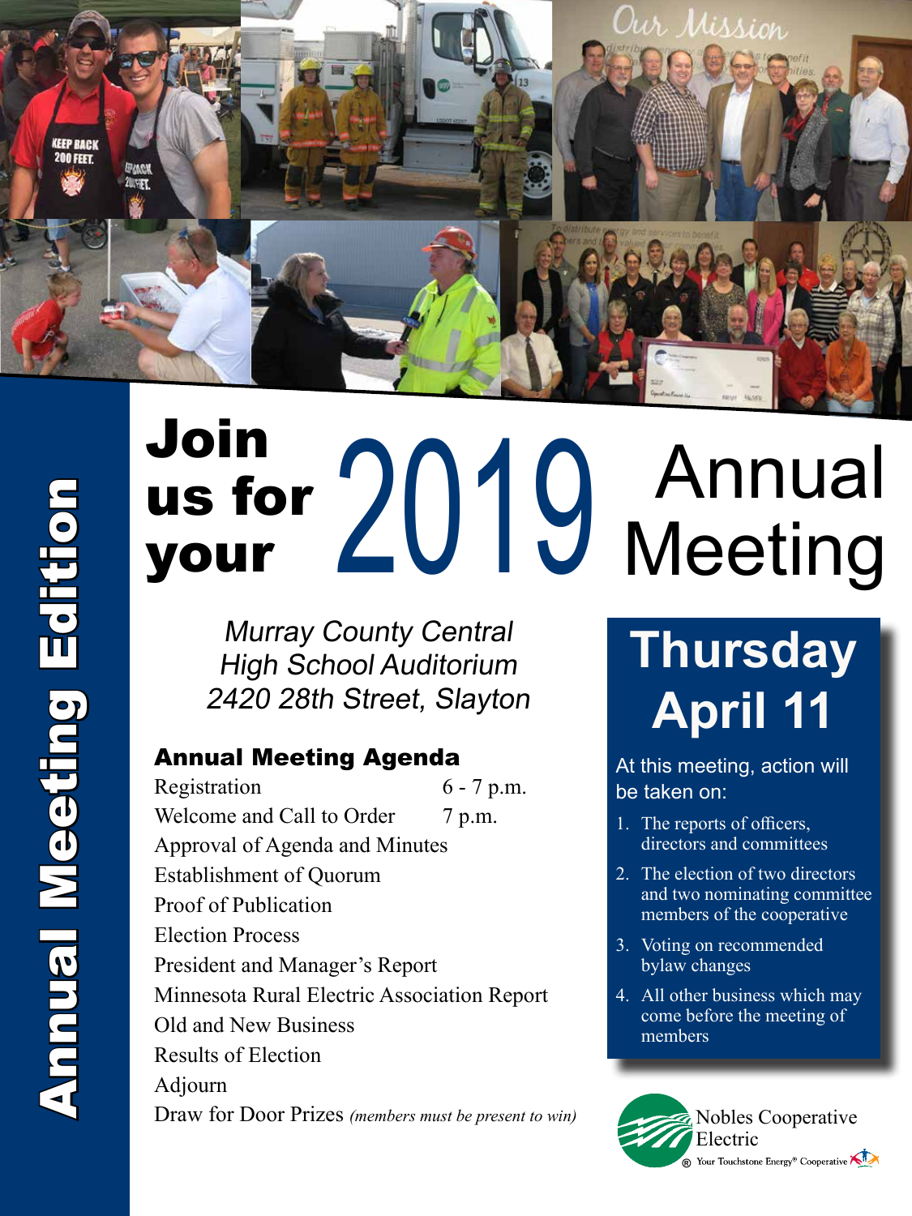Annual Meeting Edition

# Join us for your 2019 Annual Meeting

*Murray County Central High School Auditorium*
*2420 28th Street, Slayton*

## Thursday April 11

### Annual Meeting Agenda

| | |
|---|---|
| Registration | 6 - 7 p.m. |
| Welcome and Call to Order | 7 p.m. |
| Approval of Agenda and Minutes | |
| Establishment of Quorum | |
| Proof of Publication | |
| Election Process | |
| President and Manager's Report | |
| Minnesota Rural Electric Association Report | |
| Old and New Business | |
| Results of Election | |
| Adjourn | |
| Draw for Door Prizes *(members must be present to win)* | |

At this meeting, action will be taken on:

1. The reports of officers, directors and committees
2. The election of two directors and two nominating committee members of the cooperative
3. Voting on recommended bylaw changes
4. All other business which may come before the meeting of members

Nobles Cooperative Electric
Your Touchstone Energy® Cooperative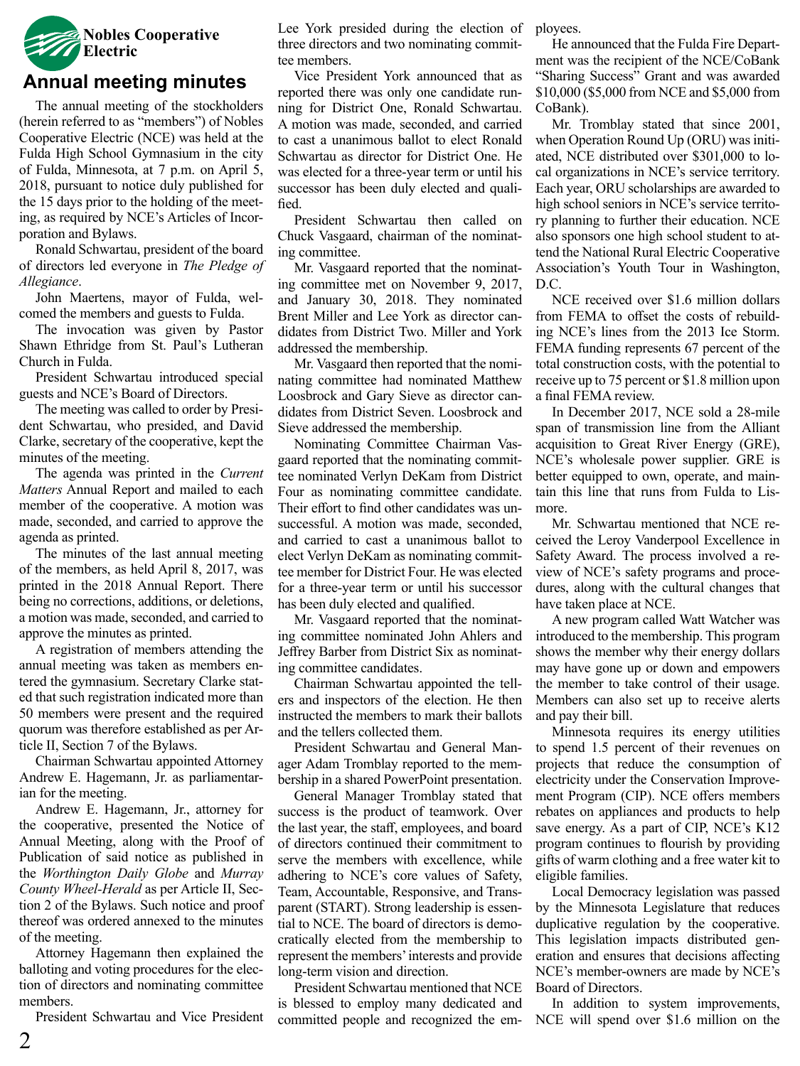**Nobles Cooperative Electric**

# Annual meeting minutes

The annual meeting of the stockholders (herein referred to as "members") of Nobles Cooperative Electric (NCE) was held at the Fulda High School Gymnasium in the city of Fulda, Minnesota, at 7 p.m. on April 5, 2018, pursuant to notice duly published for the 15 days prior to the holding of the meeting, as required by NCE's Articles of Incorporation and Bylaws.

Ronald Schwartau, president of the board of directors led everyone in *The Pledge of Allegiance*.

John Maertens, mayor of Fulda, welcomed the members and guests to Fulda.

The invocation was given by Pastor Shawn Ethridge from St. Paul's Lutheran Church in Fulda.

President Schwartau introduced special guests and NCE's Board of Directors.

The meeting was called to order by President Schwartau, who presided, and David Clarke, secretary of the cooperative, kept the minutes of the meeting.

The agenda was printed in the *Current Matters* Annual Report and mailed to each member of the cooperative. A motion was made, seconded, and carried to approve the agenda as printed.

The minutes of the last annual meeting of the members, as held April 8, 2017, was printed in the 2018 Annual Report. There being no corrections, additions, or deletions, a motion was made, seconded, and carried to approve the minutes as printed.

A registration of members attending the annual meeting was taken as members entered the gymnasium. Secretary Clarke stated that such registration indicated more than 50 members were present and the required quorum was therefore established as per Article II, Section 7 of the Bylaws.

Chairman Schwartau appointed Attorney Andrew E. Hagemann, Jr. as parliamentarian for the meeting.

Andrew E. Hagemann, Jr., attorney for the cooperative, presented the Notice of Annual Meeting, along with the Proof of Publication of said notice as published in the *Worthington Daily Globe* and *Murray County Wheel-Herald* as per Article II, Section 2 of the Bylaws. Such notice and proof thereof was ordered annexed to the minutes of the meeting.

Attorney Hagemann then explained the balloting and voting procedures for the election of directors and nominating committee members.

President Schwartau and Vice President Lee York presided during the election of three directors and two nominating committee members.

Vice President York announced that as reported there was only one candidate running for District One, Ronald Schwartau. A motion was made, seconded, and carried to cast a unanimous ballot to elect Ronald Schwartau as director for District One. He was elected for a three-year term or until his successor has been duly elected and qualified.

President Schwartau then called on Chuck Vasgaard, chairman of the nominating committee.

Mr. Vasgaard reported that the nominating committee met on November 9, 2017, and January 30, 2018. They nominated Brent Miller and Lee York as director candidates from District Two. Miller and York addressed the membership.

Mr. Vasgaard then reported that the nominating committee had nominated Matthew Loosbrock and Gary Sieve as director candidates from District Seven. Loosbrock and Sieve addressed the membership.

Nominating Committee Chairman Vasgaard reported that the nominating committee nominated Verlyn DeKam from District Four as nominating committee candidate. Their effort to find other candidates was unsuccessful. A motion was made, seconded, and carried to cast a unanimous ballot to elect Verlyn DeKam as nominating committee member for District Four. He was elected for a three-year term or until his successor has been duly elected and qualified.

Mr. Vasgaard reported that the nominating committee nominated John Ahlers and Jeffrey Barber from District Six as nominating committee candidates.

Chairman Schwartau appointed the tellers and inspectors of the election. He then instructed the members to mark their ballots and the tellers collected them.

President Schwartau and General Manager Adam Tromblay reported to the membership in a shared PowerPoint presentation.

General Manager Tromblay stated that success is the product of teamwork. Over the last year, the staff, employees, and board of directors continued their commitment to serve the members with excellence, while adhering to NCE's core values of Safety, Team, Accountable, Responsive, and Transparent (START). Strong leadership is essential to NCE. The board of directors is democratically elected from the membership to represent the members' interests and provide long-term vision and direction.

President Schwartau mentioned that NCE is blessed to employ many dedicated and committed people and recognized the employees.

He announced that the Fulda Fire Department was the recipient of the NCE/CoBank "Sharing Success" Grant and was awarded $10,000 ($5,000 from NCE and $5,000 from CoBank).

Mr. Tromblay stated that since 2001, when Operation Round Up (ORU) was initiated, NCE distributed over $301,000 to local organizations in NCE's service territory. Each year, ORU scholarships are awarded to high school seniors in NCE's service territory planning to further their education. NCE also sponsors one high school student to attend the National Rural Electric Cooperative Association's Youth Tour in Washington, D.C.

NCE received over $1.6 million dollars from FEMA to offset the costs of rebuilding NCE's lines from the 2013 Ice Storm. FEMA funding represents 67 percent of the total construction costs, with the potential to receive up to 75 percent or $1.8 million upon a final FEMA review.

In December 2017, NCE sold a 28-mile span of transmission line from the Alliant acquisition to Great River Energy (GRE), NCE's wholesale power supplier. GRE is better equipped to own, operate, and maintain this line that runs from Fulda to Lismore.

Mr. Schwartau mentioned that NCE received the Leroy Vanderpool Excellence in Safety Award. The process involved a review of NCE's safety programs and procedures, along with the cultural changes that have taken place at NCE.

A new program called Watt Watcher was introduced to the membership. This program shows the member why their energy dollars may have gone up or down and empowers the member to take control of their usage. Members can also set up to receive alerts and pay their bill.

Minnesota requires its energy utilities to spend 1.5 percent of their revenues on projects that reduce the consumption of electricity under the Conservation Improvement Program (CIP). NCE offers members rebates on appliances and products to help save energy. As a part of CIP, NCE's K12 program continues to flourish by providing gifts of warm clothing and a free water kit to eligible families.

Local Democracy legislation was passed by the Minnesota Legislature that reduces duplicative regulation by the cooperative. This legislation impacts distributed generation and ensures that decisions affecting NCE's member-owners are made by NCE's Board of Directors.

In addition to system improvements, NCE will spend over $1.6 million on the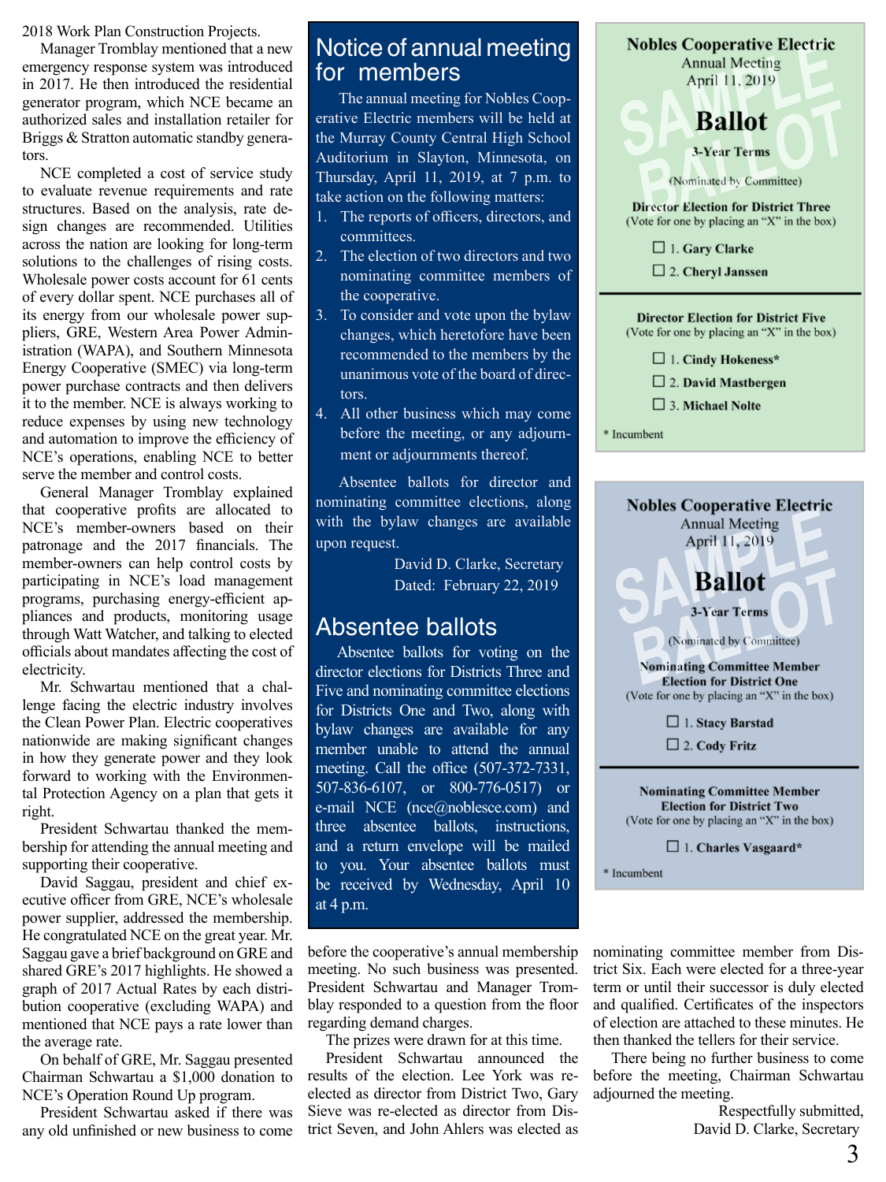2018 Work Plan Construction Projects.

Manager Tromblay mentioned that a new emergency response system was introduced in 2017. He then introduced the residential generator program, which NCE became an authorized sales and installation retailer for Briggs & Stratton automatic standby generators.

NCE completed a cost of service study to evaluate revenue requirements and rate structures. Based on the analysis, rate design changes are recommended. Utilities across the nation are looking for long-term solutions to the challenges of rising costs. Wholesale power costs account for 61 cents of every dollar spent. NCE purchases all of its energy from our wholesale power suppliers, GRE, Western Area Power Administration (WAPA), and Southern Minnesota Energy Cooperative (SMEC) via long-term power purchase contracts and then delivers it to the member. NCE is always working to reduce expenses by using new technology and automation to improve the efficiency of NCE's operations, enabling NCE to better serve the member and control costs.

General Manager Tromblay explained that cooperative profits are allocated to NCE's member-owners based on their patronage and the 2017 financials. The member-owners can help control costs by participating in NCE's load management programs, purchasing energy-efficient appliances and products, monitoring usage through Watt Watcher, and talking to elected officials about mandates affecting the cost of electricity.

Mr. Schwartau mentioned that a challenge facing the electric industry involves the Clean Power Plan. Electric cooperatives nationwide are making significant changes in how they generate power and they look forward to working with the Environmental Protection Agency on a plan that gets it right.

President Schwartau thanked the membership for attending the annual meeting and supporting their cooperative.

David Saggau, president and chief executive officer from GRE, NCE's wholesale power supplier, addressed the membership. He congratulated NCE on the great year. Mr. Saggau gave a brief background on GRE and shared GRE's 2017 highlights. He showed a graph of 2017 Actual Rates by each distribution cooperative (excluding WAPA) and mentioned that NCE pays a rate lower than the average rate.

On behalf of GRE, Mr. Saggau presented Chairman Schwartau a $1,000 donation to NCE's Operation Round Up program.

President Schwartau asked if there was any old unfinished or new business to come before the cooperative's annual membership meeting. No such business was presented. President Schwartau and Manager Tromblay responded to a question from the floor regarding demand charges.

The prizes were drawn for at this time.

President Schwartau announced the results of the election. Lee York was re-elected as director from District Two, Gary Sieve was re-elected as director from District Seven, and John Ahlers was elected as nominating committee member from District Six. Each were elected for a three-year term or until their successor is duly elected and qualified. Certificates of the inspectors of election are attached to these minutes. He then thanked the tellers for their service.

There being no further business to come before the meeting, Chairman Schwartau adjourned the meeting.

Respectfully submitted,
David D. Clarke, Secretary

## Notice of annual meeting for members

The annual meeting for Nobles Cooperative Electric members will be held at the Murray County Central High School Auditorium in Slayton, Minnesota, on Thursday, April 11, 2019, at 7 p.m. to take action on the following matters:

1. The reports of officers, directors, and committees.
2. The election of two directors and two nominating committee members of the cooperative.
3. To consider and vote upon the bylaw changes, which heretofore have been recommended to the members by the unanimous vote of the board of directors.
4. All other business which may come before the meeting, or any adjournment or adjournments thereof.

Absentee ballots for director and nominating committee elections, along with the bylaw changes are available upon request.

David D. Clarke, Secretary
Dated: February 22, 2019

## Absentee ballots

Absentee ballots for voting on the director elections for Districts Three and Five and nominating committee elections for Districts One and Two, along with bylaw changes are available for any member unable to attend the annual meeting. Call the office (507-372-7331, 507-836-6107, or 800-776-0517) or e-mail NCE (nce@noblesce.com) and three absentee ballots, instructions, and a return envelope will be mailed to you. Your absentee ballots must be received by Wednesday, April 10 at 4 p.m.

**Nobles Cooperative Electric**
Annual Meeting
April 11, 2019

SAMPLE BALLOT

# Ballot

**3-Year Terms**

(Nominated by Committee)

**Director Election for District Three**
(Vote for one by placing an "X" in the box)

- ☐ 1. **Gary Clarke**
- ☐ 2. **Cheryl Janssen**

**Director Election for District Five**
(Vote for one by placing an "X" in the box)

- ☐ 1. **Cindy Hokeness***
- ☐ 2. **David Mastbergen**
- ☐ 3. **Michael Nolte**

* Incumbent

**Nobles Cooperative Electric**
Annual Meeting
April 11, 2019

SAMPLE BALLOT

# Ballot

**3-Year Terms**

(Nominated by Committee)

**Nominating Committee Member Election for District One**
(Vote for one by placing an "X" in the box)

- ☐ 1. **Stacy Barstad**
- ☐ 2. **Cody Fritz**

**Nominating Committee Member Election for District Two**
(Vote for one by placing an "X" in the box)

- ☐ 1. **Charles Vasgaard***

* Incumbent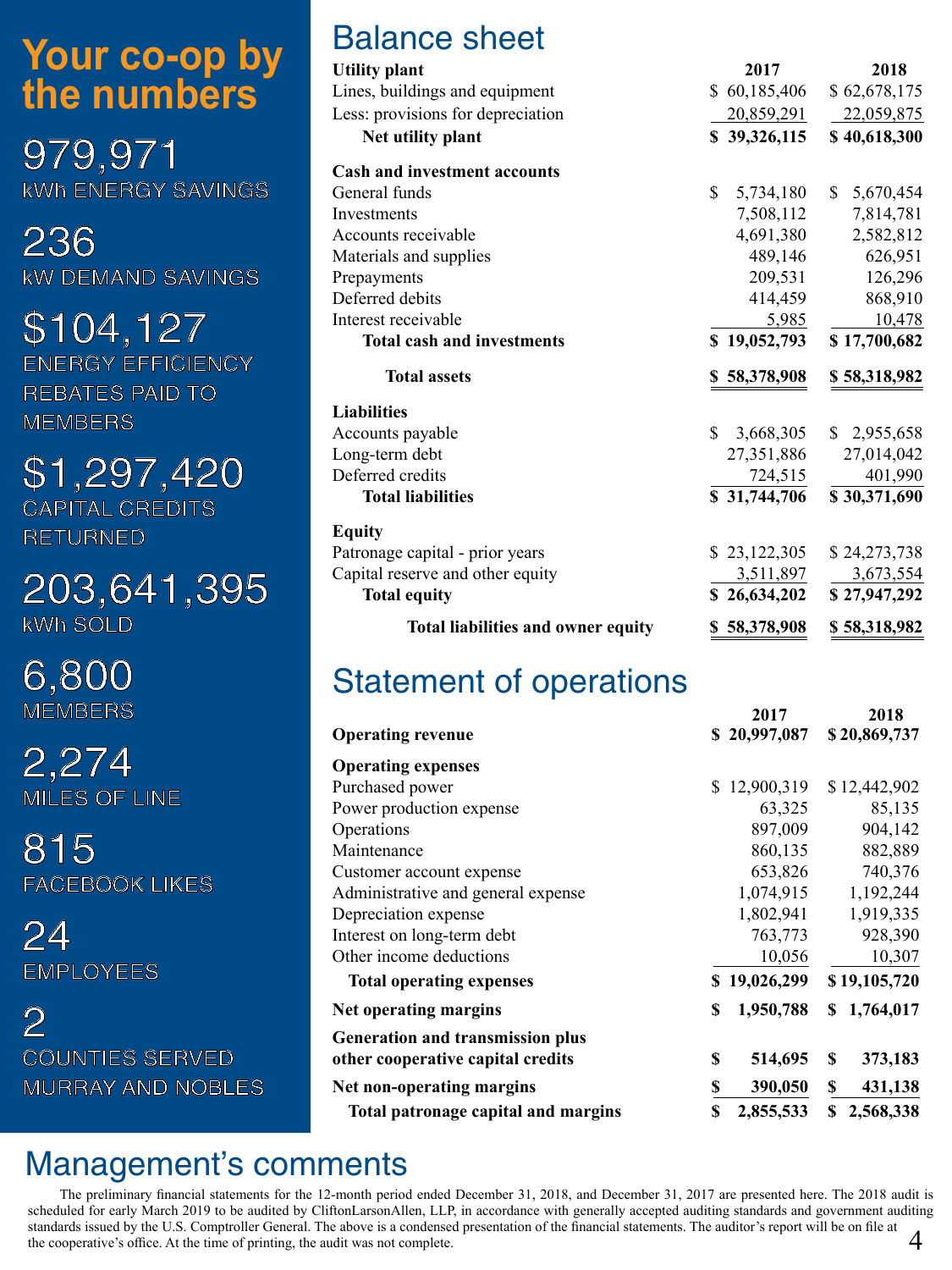# Your co-op by the numbers

979,971
kWh ENERGY SAVINGS

236
kW DEMAND SAVINGS

$104,127
ENERGY EFFICIENCY REBATES PAID TO MEMBERS

$1,297,420
CAPITAL CREDITS RETURNED

203,641,395
kWh SOLD

6,800
MEMBERS

2,274
MILES OF LINE

815
FACEBOOK LIKES

24
EMPLOYEES

2
COUNTIES SERVED MURRAY AND NOBLES

## Balance sheet

| | 2017 | 2018 |
|---|---|---|
| **Utility plant** | | |
| Lines, buildings and equipment | $ 60,185,406 | $ 62,678,175 |
| Less: provisions for depreciation | 20,859,291 | 22,059,875 |
| **Net utility plant** | **$ 39,326,115** | **$ 40,618,300** |
| **Cash and investment accounts** | | |
| General funds | $ 5,734,180 | $ 5,670,454 |
| Investments | 7,508,112 | 7,814,781 |
| Accounts receivable | 4,691,380 | 2,582,812 |
| Materials and supplies | 489,146 | 626,951 |
| Prepayments | 209,531 | 126,296 |
| Deferred debits | 414,459 | 868,910 |
| Interest receivable | 5,985 | 10,478 |
| **Total cash and investments** | **$ 19,052,793** | **$ 17,700,682** |
| **Total assets** | **$ 58,378,908** | **$ 58,318,982** |
| **Liabilities** | | |
| Accounts payable | $ 3,668,305 | $ 2,955,658 |
| Long-term debt | 27,351,886 | 27,014,042 |
| Deferred credits | 724,515 | 401,990 |
| **Total liabilities** | **$ 31,744,706** | **$ 30,371,690** |
| **Equity** | | |
| Patronage capital - prior years | $ 23,122,305 | $ 24,273,738 |
| Capital reserve and other equity | 3,511,897 | 3,673,554 |
| **Total equity** | **$ 26,634,202** | **$ 27,947,292** |
| **Total liabilities and owner equity** | **$ 58,378,908** | **$ 58,318,982** |

## Statement of operations

| | 2017 | 2018 |
|---|---|---|
| **Operating revenue** | **$ 20,997,087** | **$ 20,869,737** |
| **Operating expenses** | | |
| Purchased power | $ 12,900,319 | $ 12,442,902 |
| Power production expense | 63,325 | 85,135 |
| Operations | 897,009 | 904,142 |
| Maintenance | 860,135 | 882,889 |
| Customer account expense | 653,826 | 740,376 |
| Administrative and general expense | 1,074,915 | 1,192,244 |
| Depreciation expense | 1,802,941 | 1,919,335 |
| Interest on long-term debt | 763,773 | 928,390 |
| Other income deductions | 10,056 | 10,307 |
| **Total operating expenses** | **$ 19,026,299** | **$ 19,105,720** |
| **Net operating margins** | **$ 1,950,788** | **$ 1,764,017** |
| **Generation and transmission plus other cooperative capital credits** | **$ 514,695** | **$ 373,183** |
| **Net non-operating margins** | **$ 390,050** | **$ 431,138** |
| **Total patronage capital and margins** | **$ 2,855,533** | **$ 2,568,338** |

## Management's comments

The preliminary financial statements for the 12-month period ended December 31, 2018, and December 31, 2017 are presented here. The 2018 audit is scheduled for early March 2019 to be audited by CliftonLarsonAllen, LLP, in accordance with generally accepted auditing standards and government auditing standards issued by the U.S. Comptroller General. The above is a condensed presentation of the financial statements. The auditor's report will be on file at the cooperative's office. At the time of printing, the audit was not complete.